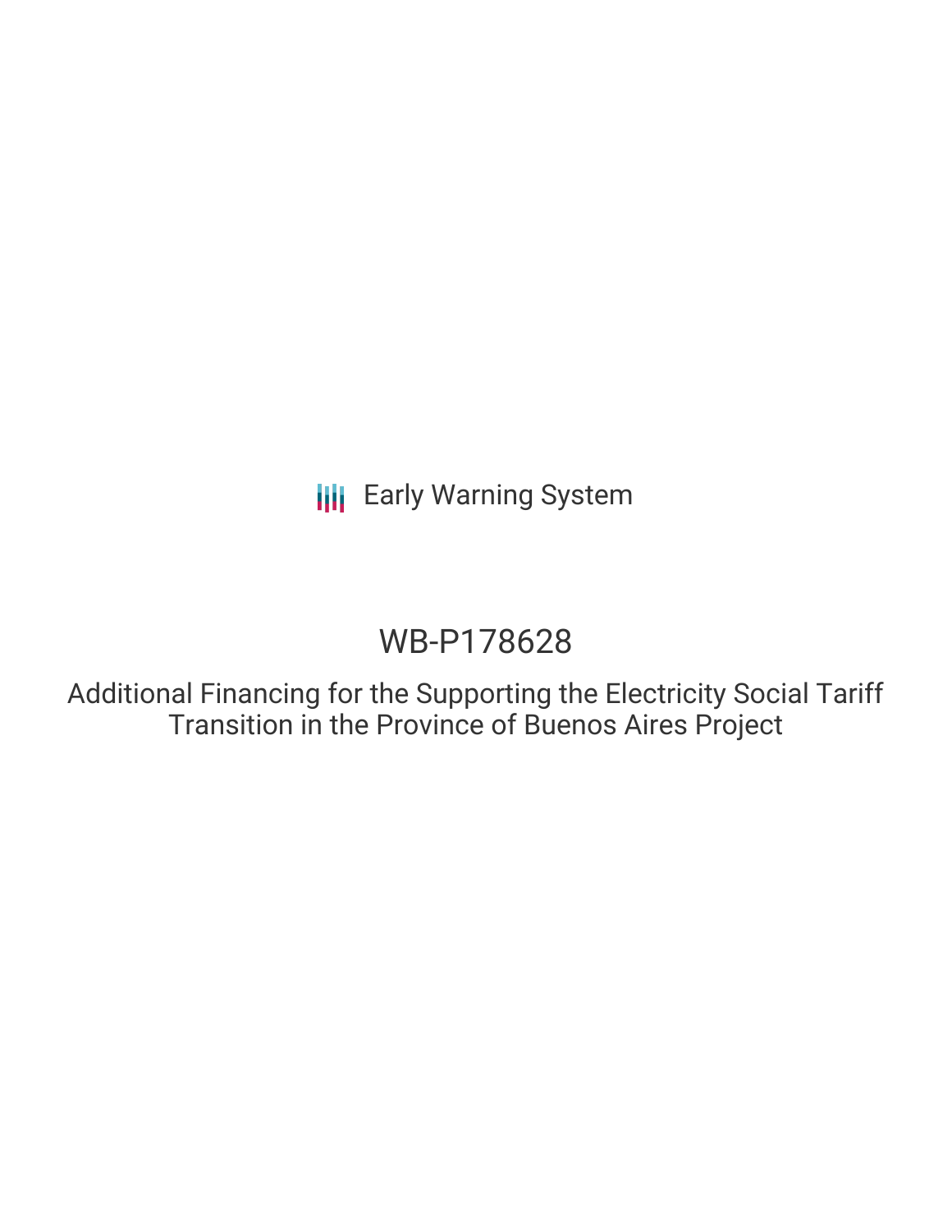Early Warning System

# WB-P178628

## Additional Financing for the Supporting the Electricity Social Tariff Transition in the Province of Buenos Aires Project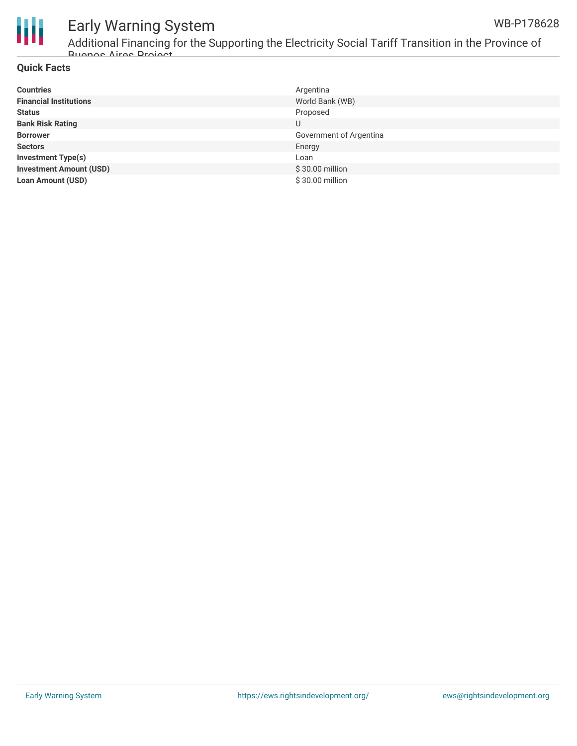## Quick Facts

| | |
|---|---|
| **Countries** | Argentina |
| **Financial Institutions** | World Bank (WB) |
| **Status** | Proposed |
| **Bank Risk Rating** | U |
| **Borrower** | Government of Argentina |
| **Sectors** | Energy |
| **Investment Type(s)** | Loan |
| **Investment Amount (USD)** | $ 30.00 million |
| **Loan Amount (USD)** | $ 30.00 million |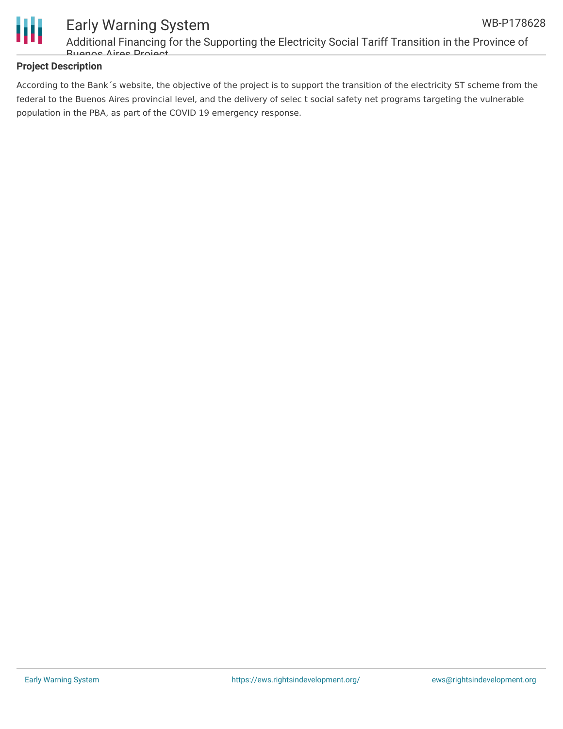**Project Description**

According to the Bank´s website, the objective of the project is to support the transition of the electricity ST scheme from the federal to the Buenos Aires provincial level, and the delivery of selec t social safety net programs targeting the vulnerable population in the PBA, as part of the COVID 19 emergency response.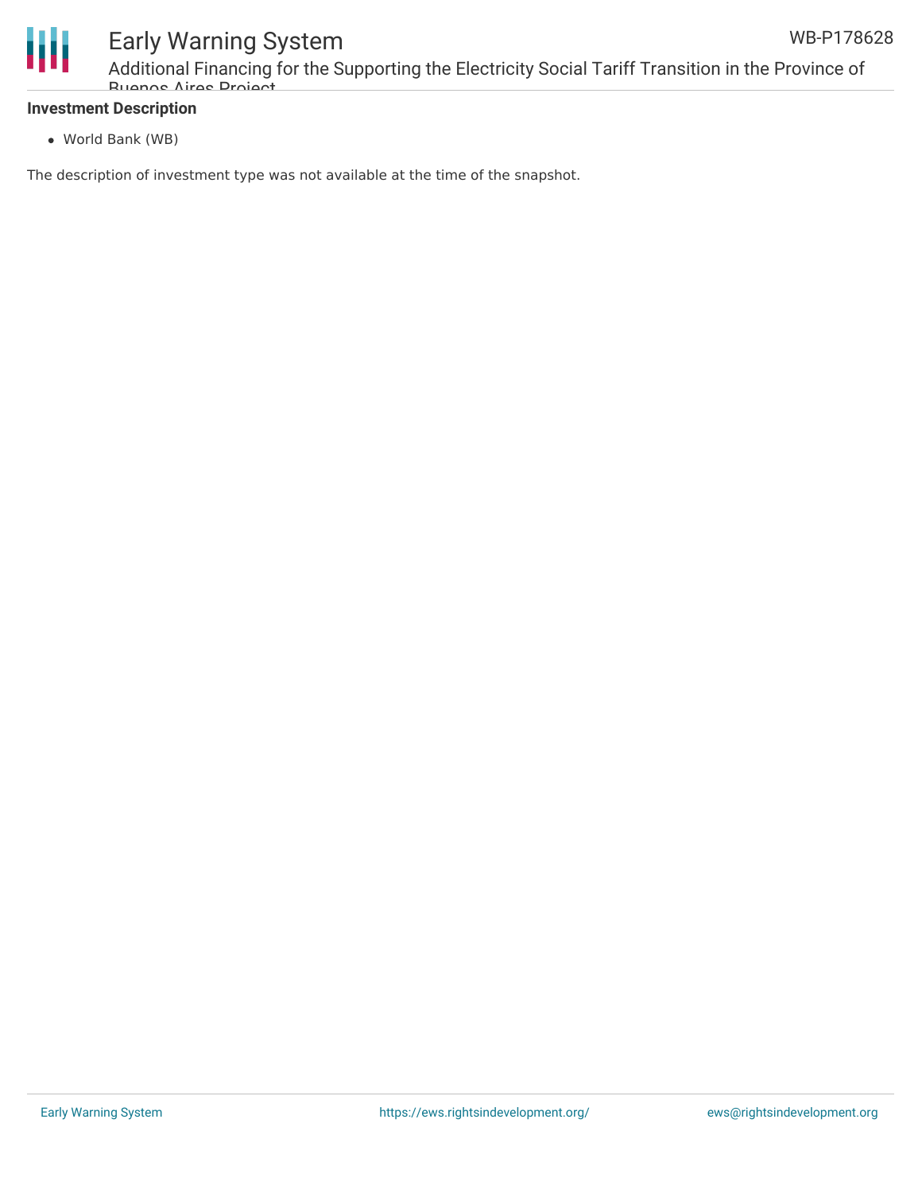**Investment Description**

- World Bank (WB)

The description of investment type was not available at the time of the snapshot.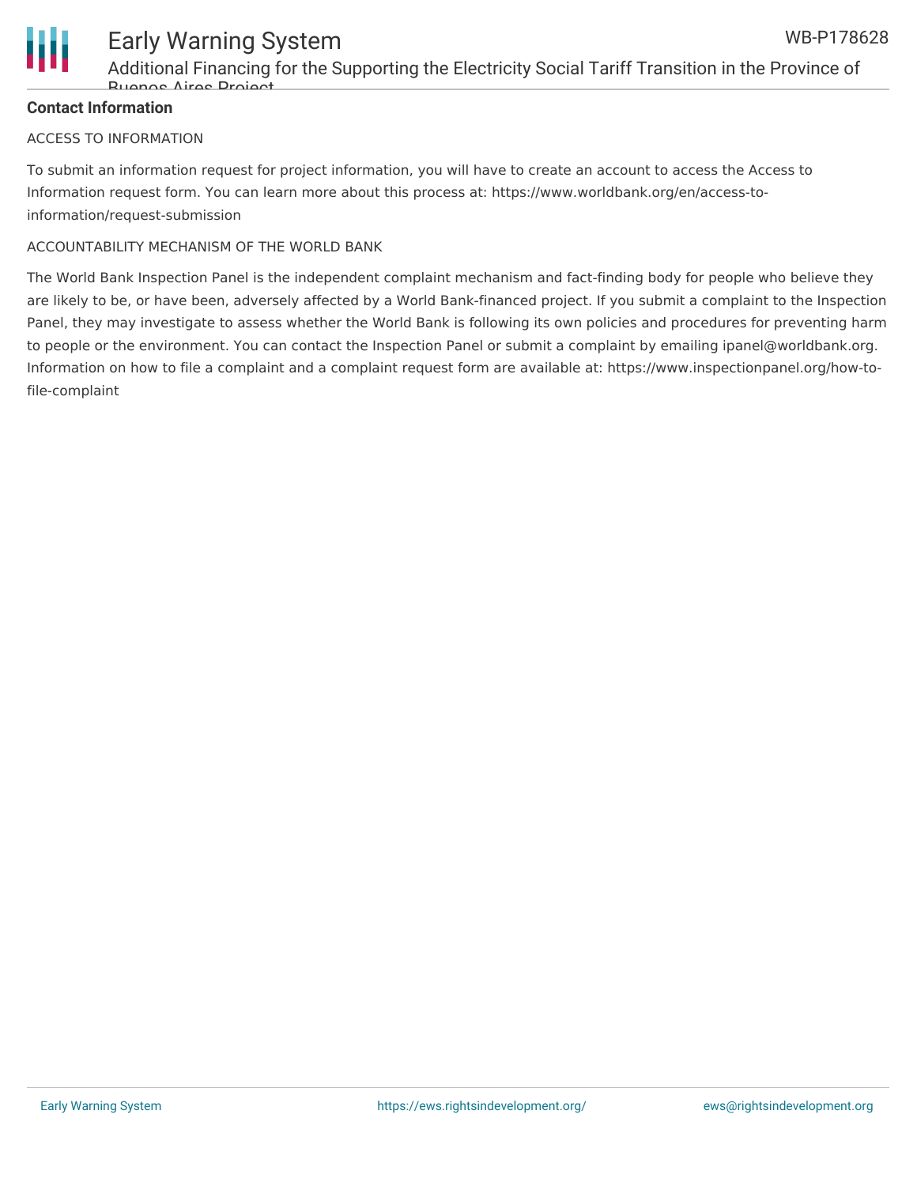**Contact Information**

ACCESS TO INFORMATION

To submit an information request for project information, you will have to create an account to access the Access to Information request form. You can learn more about this process at: https://www.worldbank.org/en/access-to-information/request-submission

ACCOUNTABILITY MECHANISM OF THE WORLD BANK

The World Bank Inspection Panel is the independent complaint mechanism and fact-finding body for people who believe they are likely to be, or have been, adversely affected by a World Bank-financed project. If you submit a complaint to the Inspection Panel, they may investigate to assess whether the World Bank is following its own policies and procedures for preventing harm to people or the environment. You can contact the Inspection Panel or submit a complaint by emailing ipanel@worldbank.org. Information on how to file a complaint and a complaint request form are available at: https://www.inspectionpanel.org/how-to-file-complaint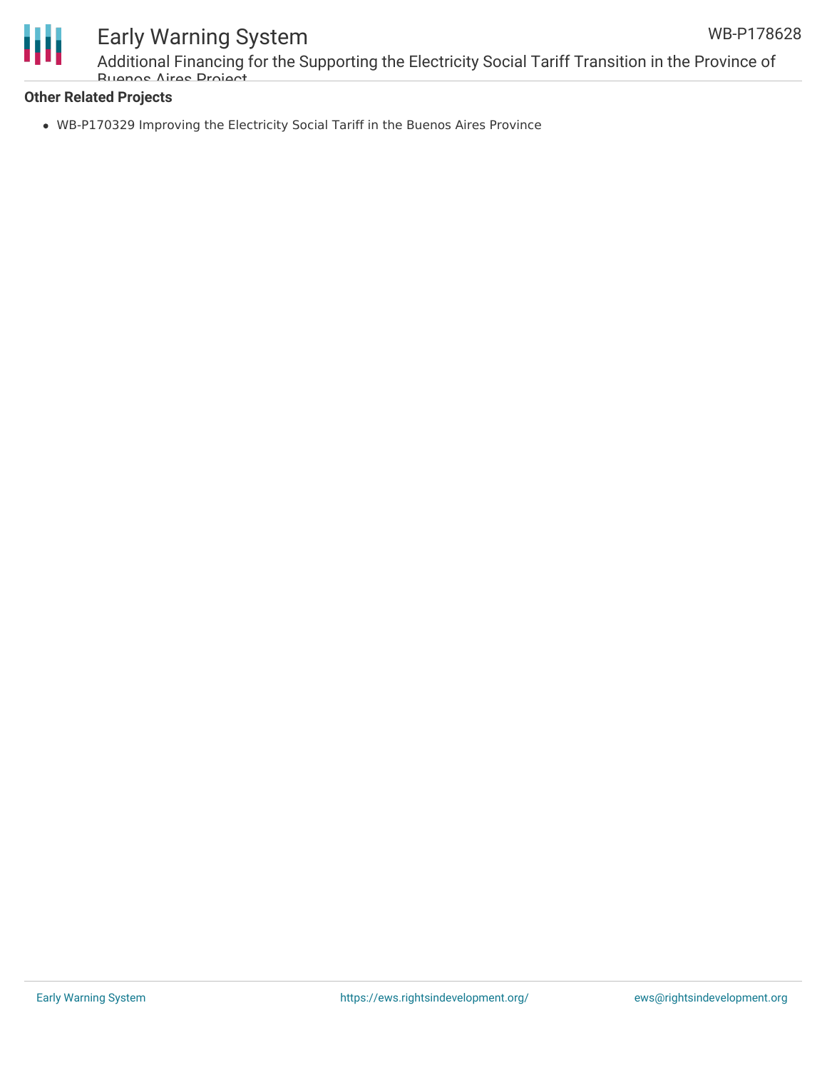**Other Related Projects**

- WB-P170329 Improving the Electricity Social Tariff in the Buenos Aires Province